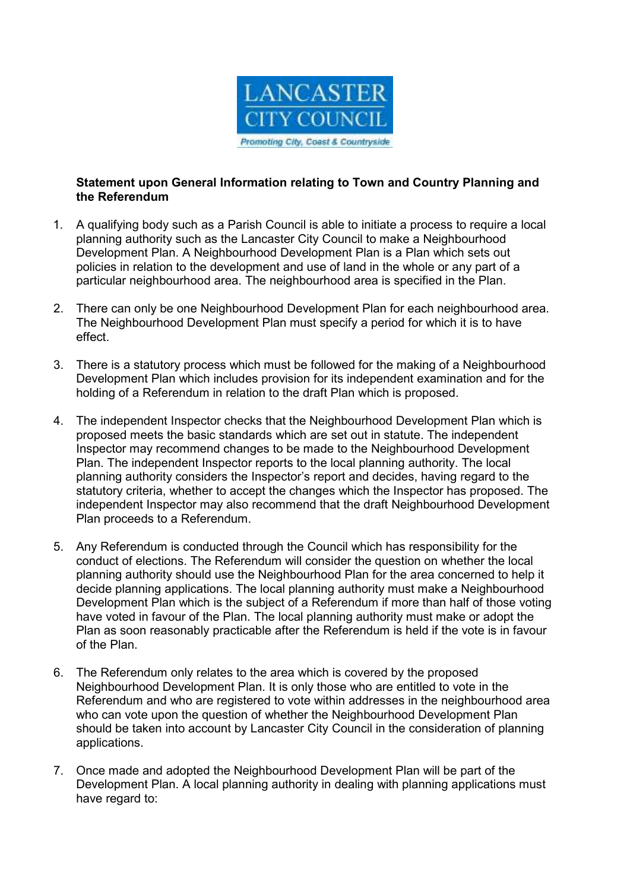**Statement upon General Information relating to Town and Country Planning and the Referendum**

1. A qualifying body such as a Parish Council is able to initiate a process to require a local planning authority such as the Lancaster City Council to make a Neighbourhood Development Plan. A Neighbourhood Development Plan is a Plan which sets out policies in relation to the development and use of land in the whole or any part of a particular neighbourhood area. The neighbourhood area is specified in the Plan.

2. There can only be one Neighbourhood Development Plan for each neighbourhood area. The Neighbourhood Development Plan must specify a period for which it is to have effect.

3. There is a statutory process which must be followed for the making of a Neighbourhood Development Plan which includes provision for its independent examination and for the holding of a Referendum in relation to the draft Plan which is proposed.

4. The independent Inspector checks that the Neighbourhood Development Plan which is proposed meets the basic standards which are set out in statute. The independent Inspector may recommend changes to be made to the Neighbourhood Development Plan. The independent Inspector reports to the local planning authority. The local planning authority considers the Inspector's report and decides, having regard to the statutory criteria, whether to accept the changes which the Inspector has proposed. The independent Inspector may also recommend that the draft Neighbourhood Development Plan proceeds to a Referendum.

5. Any Referendum is conducted through the Council which has responsibility for the conduct of elections. The Referendum will consider the question on whether the local planning authority should use the Neighbourhood Plan for the area concerned to help it decide planning applications. The local planning authority must make a Neighbourhood Development Plan which is the subject of a Referendum if more than half of those voting have voted in favour of the Plan. The local planning authority must make or adopt the Plan as soon reasonably practicable after the Referendum is held if the vote is in favour of the Plan.

6. The Referendum only relates to the area which is covered by the proposed Neighbourhood Development Plan. It is only those who are entitled to vote in the Referendum and who are registered to vote within addresses in the neighbourhood area who can vote upon the question of whether the Neighbourhood Development Plan should be taken into account by Lancaster City Council in the consideration of planning applications.

7. Once made and adopted the Neighbourhood Development Plan will be part of the Development Plan. A local planning authority in dealing with planning applications must have regard to: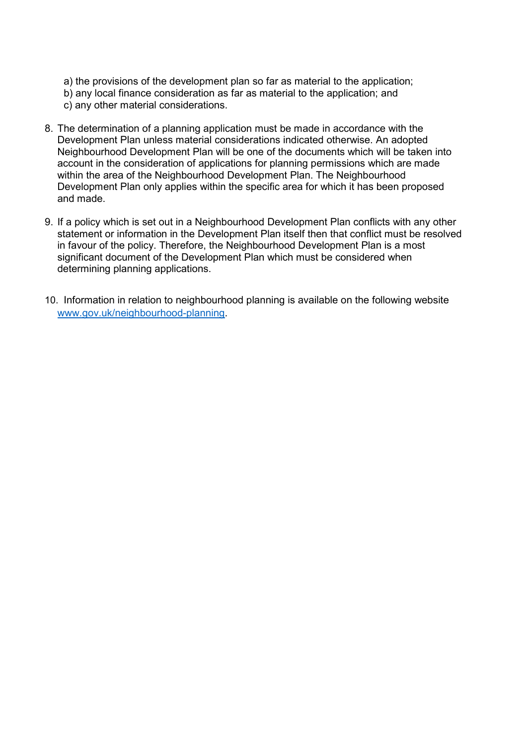a) the provisions of the development plan so far as material to the application;
b) any local finance consideration as far as material to the application; and
c) any other material considerations.

8. The determination of a planning application must be made in accordance with the Development Plan unless material considerations indicated otherwise. An adopted Neighbourhood Development Plan will be one of the documents which will be taken into account in the consideration of applications for planning permissions which are made within the area of the Neighbourhood Development Plan. The Neighbourhood Development Plan only applies within the specific area for which it has been proposed and made.

9. If a policy which is set out in a Neighbourhood Development Plan conflicts with any other statement or information in the Development Plan itself then that conflict must be resolved in favour of the policy. Therefore, the Neighbourhood Development Plan is a most significant document of the Development Plan which must be considered when determining planning applications.

10. Information in relation to neighbourhood planning is available on the following website [www.gov.uk/neighbourhood-planning](http://www.gov.uk/neighbourhood-planning).